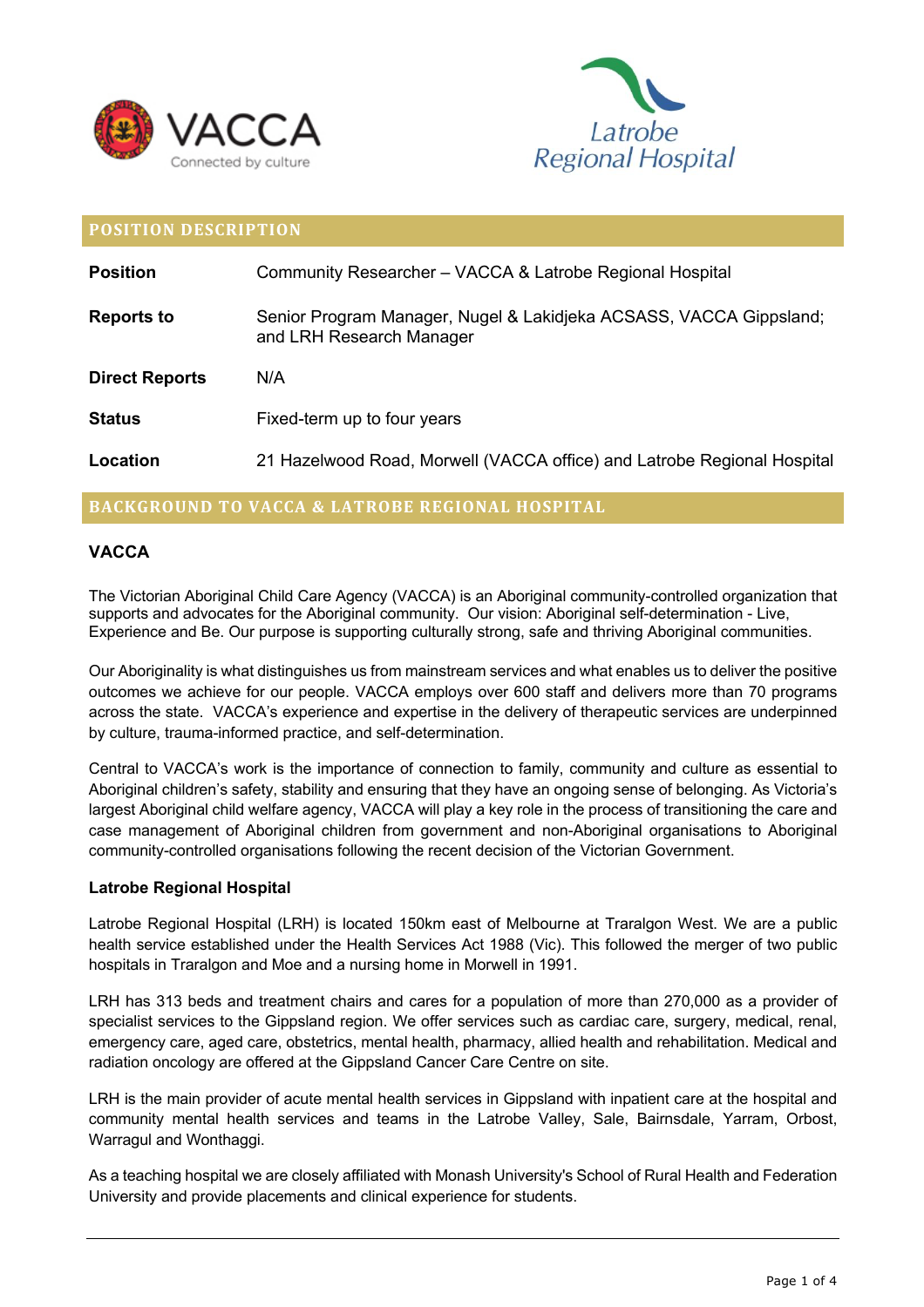## POSITION DESCRIPTION

| | |
|---|---|
| **Position** | Community Researcher – VACCA & Latrobe Regional Hospital |
| **Reports to** | Senior Program Manager, Nugel & Lakidjeka ACSASS, VACCA Gippsland; and LRH Research Manager |
| **Direct Reports** | N/A |
| **Status** | Fixed-term up to four years |
| **Location** | 21 Hazelwood Road, Morwell (VACCA office) and Latrobe Regional Hospital |

## BACKGROUND TO VACCA & LATROBE REGIONAL HOSPITAL

### VACCA

The Victorian Aboriginal Child Care Agency (VACCA) is an Aboriginal community-controlled organization that supports and advocates for the Aboriginal community. Our vision: Aboriginal self-determination - Live, Experience and Be. Our purpose is supporting culturally strong, safe and thriving Aboriginal communities.

Our Aboriginality is what distinguishes us from mainstream services and what enables us to deliver the positive outcomes we achieve for our people. VACCA employs over 600 staff and delivers more than 70 programs across the state. VACCA's experience and expertise in the delivery of therapeutic services are underpinned by culture, trauma-informed practice, and self-determination.

Central to VACCA's work is the importance of connection to family, community and culture as essential to Aboriginal children's safety, stability and ensuring that they have an ongoing sense of belonging. As Victoria's largest Aboriginal child welfare agency, VACCA will play a key role in the process of transitioning the care and case management of Aboriginal children from government and non-Aboriginal organisations to Aboriginal community-controlled organisations following the recent decision of the Victorian Government.

### Latrobe Regional Hospital

Latrobe Regional Hospital (LRH) is located 150km east of Melbourne at Traralgon West. We are a public health service established under the Health Services Act 1988 (Vic). This followed the merger of two public hospitals in Traralgon and Moe and a nursing home in Morwell in 1991.

LRH has 313 beds and treatment chairs and cares for a population of more than 270,000 as a provider of specialist services to the Gippsland region. We offer services such as cardiac care, surgery, medical, renal, emergency care, aged care, obstetrics, mental health, pharmacy, allied health and rehabilitation. Medical and radiation oncology are offered at the Gippsland Cancer Care Centre on site.

LRH is the main provider of acute mental health services in Gippsland with inpatient care at the hospital and community mental health services and teams in the Latrobe Valley, Sale, Bairnsdale, Yarram, Orbost, Warragul and Wonthaggi.

As a teaching hospital we are closely affiliated with Monash University's School of Rural Health and Federation University and provide placements and clinical experience for students.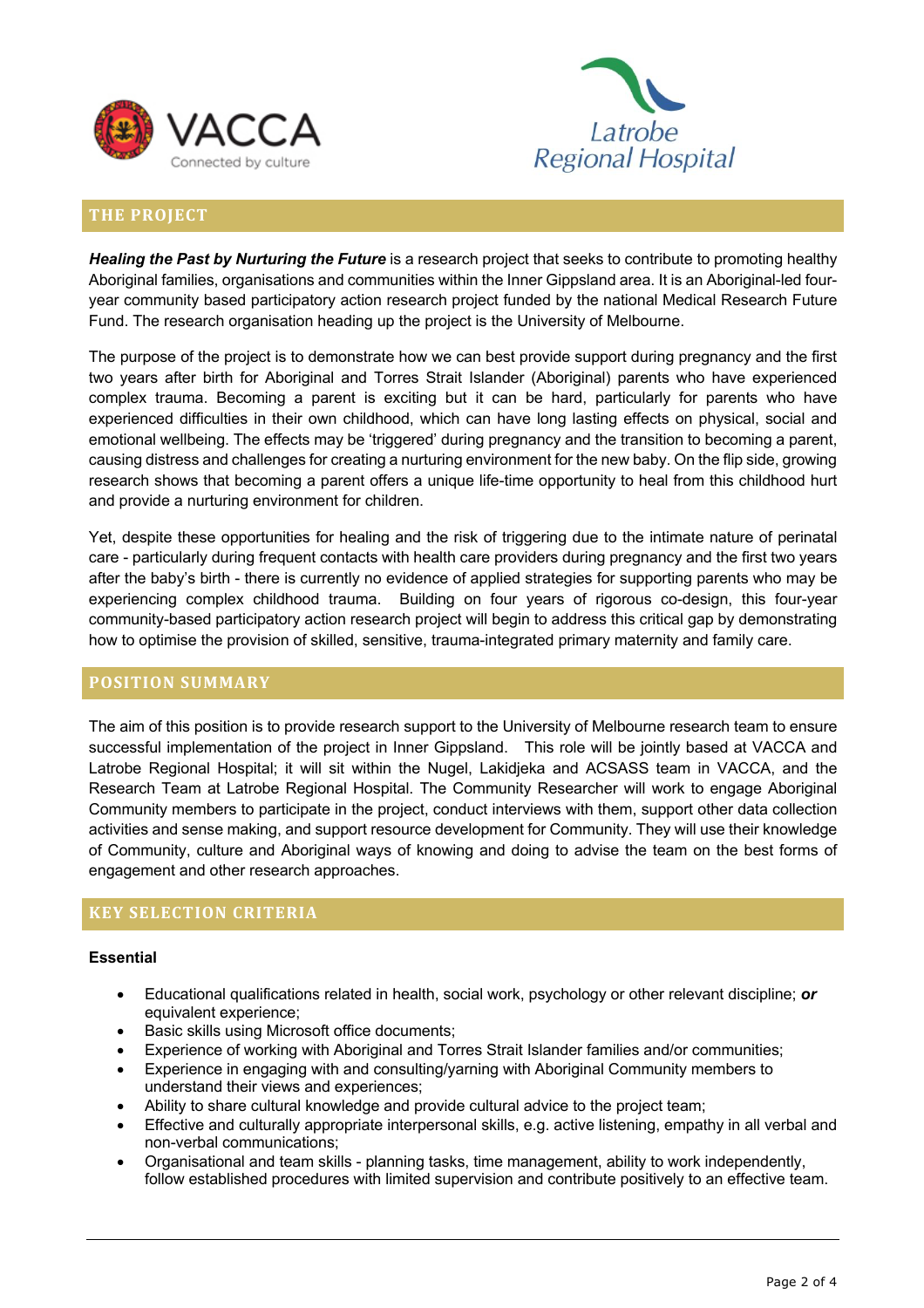## THE PROJECT

***Healing the Past by Nurturing the Future*** is a research project that seeks to contribute to promoting healthy Aboriginal families, organisations and communities within the Inner Gippsland area. It is an Aboriginal-led four-year community based participatory action research project funded by the national Medical Research Future Fund. The research organisation heading up the project is the University of Melbourne.

The purpose of the project is to demonstrate how we can best provide support during pregnancy and the first two years after birth for Aboriginal and Torres Strait Islander (Aboriginal) parents who have experienced complex trauma. Becoming a parent is exciting but it can be hard, particularly for parents who have experienced difficulties in their own childhood, which can have long lasting effects on physical, social and emotional wellbeing. The effects may be 'triggered' during pregnancy and the transition to becoming a parent, causing distress and challenges for creating a nurturing environment for the new baby. On the flip side, growing research shows that becoming a parent offers a unique life-time opportunity to heal from this childhood hurt and provide a nurturing environment for children.

Yet, despite these opportunities for healing and the risk of triggering due to the intimate nature of perinatal care - particularly during frequent contacts with health care providers during pregnancy and the first two years after the baby's birth - there is currently no evidence of applied strategies for supporting parents who may be experiencing complex childhood trauma. Building on four years of rigorous co-design, this four-year community-based participatory action research project will begin to address this critical gap by demonstrating how to optimise the provision of skilled, sensitive, trauma-integrated primary maternity and family care.

## POSITION SUMMARY

The aim of this position is to provide research support to the University of Melbourne research team to ensure successful implementation of the project in Inner Gippsland. This role will be jointly based at VACCA and Latrobe Regional Hospital; it will sit within the Nugel, Lakidjeka and ACSASS team in VACCA, and the Research Team at Latrobe Regional Hospital. The Community Researcher will work to engage Aboriginal Community members to participate in the project, conduct interviews with them, support other data collection activities and sense making, and support resource development for Community. They will use their knowledge of Community, culture and Aboriginal ways of knowing and doing to advise the team on the best forms of engagement and other research approaches.

## KEY SELECTION CRITERIA

**Essential**

- Educational qualifications related in health, social work, psychology or other relevant discipline; ***or*** equivalent experience;
- Basic skills using Microsoft office documents;
- Experience of working with Aboriginal and Torres Strait Islander families and/or communities;
- Experience in engaging with and consulting/yarning with Aboriginal Community members to understand their views and experiences;
- Ability to share cultural knowledge and provide cultural advice to the project team;
- Effective and culturally appropriate interpersonal skills, e.g. active listening, empathy in all verbal and non-verbal communications;
- Organisational and team skills - planning tasks, time management, ability to work independently, follow established procedures with limited supervision and contribute positively to an effective team.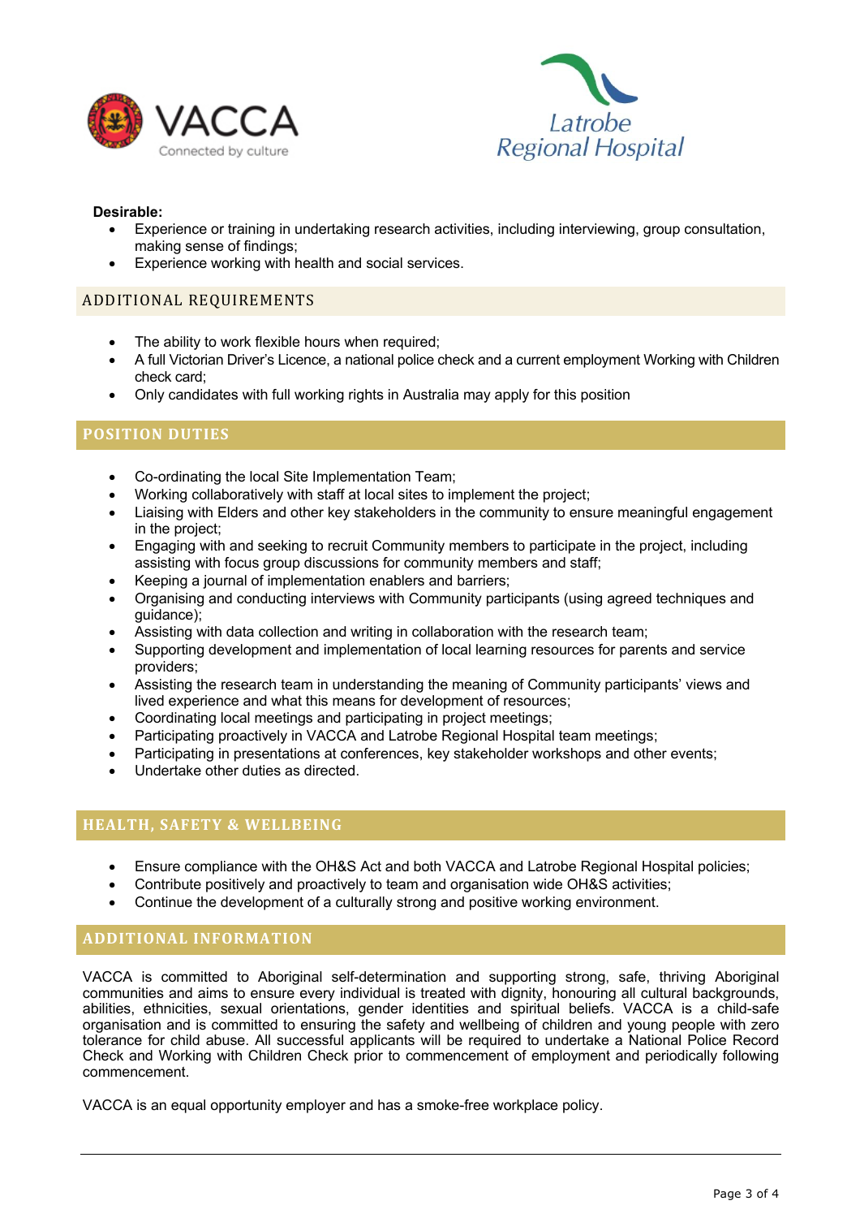**Desirable:**

- Experience or training in undertaking research activities, including interviewing, group consultation, making sense of findings;
- Experience working with health and social services.

## ADDITIONAL REQUIREMENTS

- The ability to work flexible hours when required;
- A full Victorian Driver's Licence, a national police check and a current employment Working with Children check card;
- Only candidates with full working rights in Australia may apply for this position

## POSITION DUTIES

- Co-ordinating the local Site Implementation Team;
- Working collaboratively with staff at local sites to implement the project;
- Liaising with Elders and other key stakeholders in the community to ensure meaningful engagement in the project;
- Engaging with and seeking to recruit Community members to participate in the project, including assisting with focus group discussions for community members and staff;
- Keeping a journal of implementation enablers and barriers;
- Organising and conducting interviews with Community participants (using agreed techniques and guidance);
- Assisting with data collection and writing in collaboration with the research team;
- Supporting development and implementation of local learning resources for parents and service providers;
- Assisting the research team in understanding the meaning of Community participants' views and lived experience and what this means for development of resources;
- Coordinating local meetings and participating in project meetings;
- Participating proactively in VACCA and Latrobe Regional Hospital team meetings;
- Participating in presentations at conferences, key stakeholder workshops and other events;
- Undertake other duties as directed.

## HEALTH, SAFETY & WELLBEING

- Ensure compliance with the OH&S Act and both VACCA and Latrobe Regional Hospital policies;
- Contribute positively and proactively to team and organisation wide OH&S activities;
- Continue the development of a culturally strong and positive working environment.

## ADDITIONAL INFORMATION

VACCA is committed to Aboriginal self-determination and supporting strong, safe, thriving Aboriginal communities and aims to ensure every individual is treated with dignity, honouring all cultural backgrounds, abilities, ethnicities, sexual orientations, gender identities and spiritual beliefs. VACCA is a child-safe organisation and is committed to ensuring the safety and wellbeing of children and young people with zero tolerance for child abuse. All successful applicants will be required to undertake a National Police Record Check and Working with Children Check prior to commencement of employment and periodically following commencement.

VACCA is an equal opportunity employer and has a smoke-free workplace policy.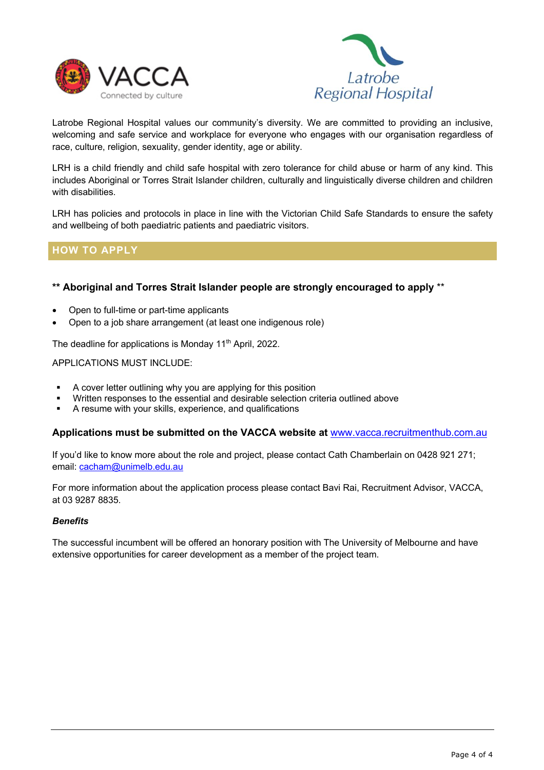Latrobe Regional Hospital values our community's diversity. We are committed to providing an inclusive, welcoming and safe service and workplace for everyone who engages with our organisation regardless of race, culture, religion, sexuality, gender identity, age or ability.

LRH is a child friendly and child safe hospital with zero tolerance for child abuse or harm of any kind. This includes Aboriginal or Torres Strait Islander children, culturally and linguistically diverse children and children with disabilities.

LRH has policies and protocols in place in line with the Victorian Child Safe Standards to ensure the safety and wellbeing of both paediatric patients and paediatric visitors.

## HOW TO APPLY

**** Aboriginal and Torres Strait Islander people are strongly encouraged to apply ****

- Open to full-time or part-time applicants
- Open to a job share arrangement (at least one indigenous role)

The deadline for applications is Monday 11th April, 2022.

APPLICATIONS MUST INCLUDE:

- A cover letter outlining why you are applying for this position
- Written responses to the essential and desirable selection criteria outlined above
- A resume with your skills, experience, and qualifications

**Applications must be submitted on the VACCA website at** www.vacca.recruitmenthub.com.au

If you'd like to know more about the role and project, please contact Cath Chamberlain on 0428 921 271; email: cacham@unimelb.edu.au

For more information about the application process please contact Bavi Rai, Recruitment Advisor, VACCA, at 03 9287 8835.

***Benefits***

The successful incumbent will be offered an honorary position with The University of Melbourne and have extensive opportunities for career development as a member of the project team.